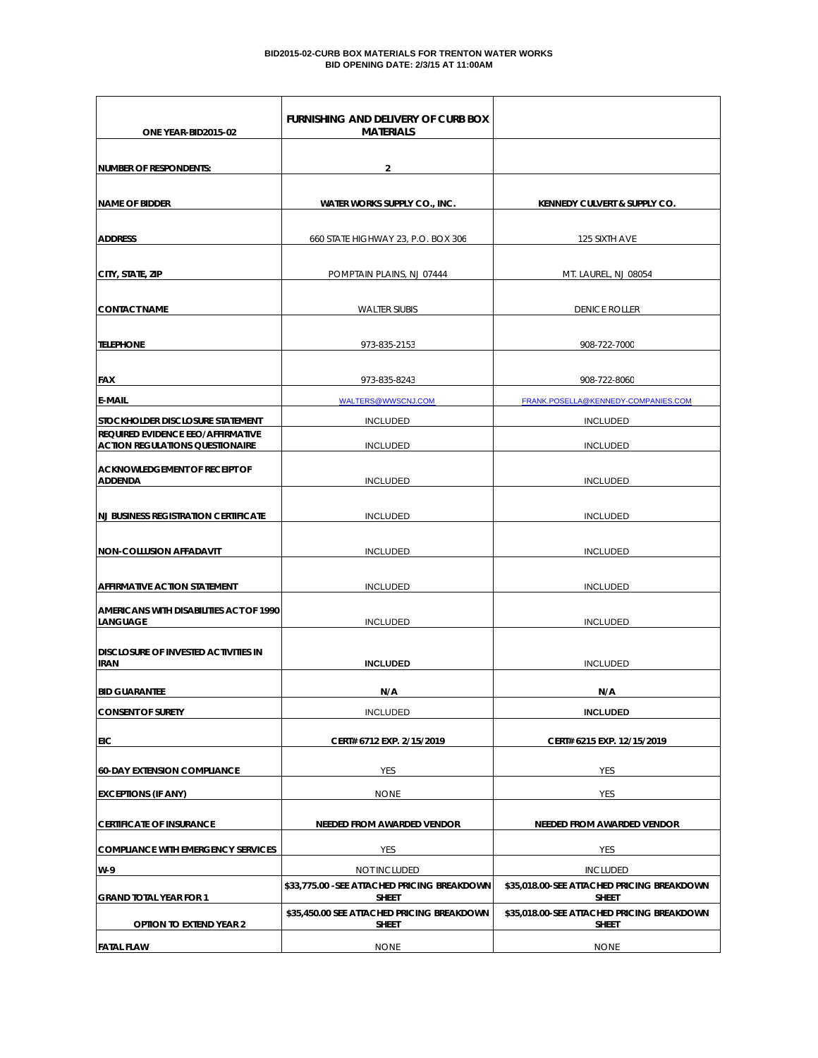**BID2015-02-CURB BOX MATERIALS FOR TRENTON WATER WORKS**
**BID OPENING DATE: 2/3/15 AT 11:00AM**

| ONE YEAR-BID2015-02 | FURNISHING AND DELIVERY OF CURB BOX MATERIALS | |
|---|---|---|
| NUMBER OF RESPONDENTS: | 2 | |
| NAME OF BIDDER | WATER WORKS SUPPLY CO., INC. | KENNEDY CULVERT & SUPPLY CO. |
| ADDRESS | 660 STATE HIGHWAY 23, P.O. BOX 306 | 125 SIXTH AVE |
| CITY, STATE, ZIP | POMPTAIN PLAINS, NJ 07444 | MT. LAUREL, NJ 08054 |
| CONTACT NAME | WALTER SIUBIS | DENICE ROLLER |
| TELEPHONE | 973-835-2153 | 908-722-7000 |
| FAX | 973-835-8243 | 908-722-8060 |
| E-MAIL | WALTERS@WWSCNJ.COM | FRANK.POSELLA@KENNEDY-COMPANIES.COM |
| STOCKHOLDER DISCLOSURE STATEMENT | INCLUDED | INCLUDED |
| REQUIRED EVIDENCE EEO/AFFIRMATIVE ACTION REGULATIONS QUESTIONAIRE | INCLUDED | INCLUDED |
| ACKNOWLEDGEMENT OF RECEIPT OF ADDENDA | INCLUDED | INCLUDED |
| NJ BUSINESS REGISTRATION CERTIFICATE | INCLUDED | INCLUDED |
| NON-COLLUSION AFFADAVIT | INCLUDED | INCLUDED |
| AFFIRMATIVE ACTION STATEMENT | INCLUDED | INCLUDED |
| AMERICANS WITH DISABILITIES ACT OF 1990 LANGUAGE | INCLUDED | INCLUDED |
| DISCLOSURE OF INVESTED ACTIVITIES IN IRAN | INCLUDED | INCLUDED |
| BID GUARANTEE | N/A | N/A |
| CONSENT OF SURETY | INCLUDED | INCLUDED |
| EIC | CERT# 6712 EXP. 2/15/2019 | CERT# 6215 EXP. 12/15/2019 |
| 60-DAY EXTENSION COMPLIANCE | YES | YES |
| EXCEPTIONS (IF ANY) | NONE | YES |
| CERTIFICATE OF INSURANCE | NEEDED FROM AWARDED VENDOR | NEEDED FROM AWARDED VENDOR |
| COMPLIANCE WITH EMERGENCY SERVICES | YES | YES |
| W-9 | NOT INCLUDED | INCLUDED |
| GRAND TOTAL YEAR FOR 1 | $33,775.00 -SEE ATTACHED PRICING BREAKDOWN SHEET | $35,018.00-SEE ATTACHED PRICING BREAKDOWN SHEET |
| OPTION TO EXTEND YEAR 2 | $35,450.00 SEE ATTACHED PRICING BREAKDOWN SHEET | $35,018.00-SEE ATTACHED PRICING BREAKDOWN SHEET |
| FATAL FLAW | NONE | NONE |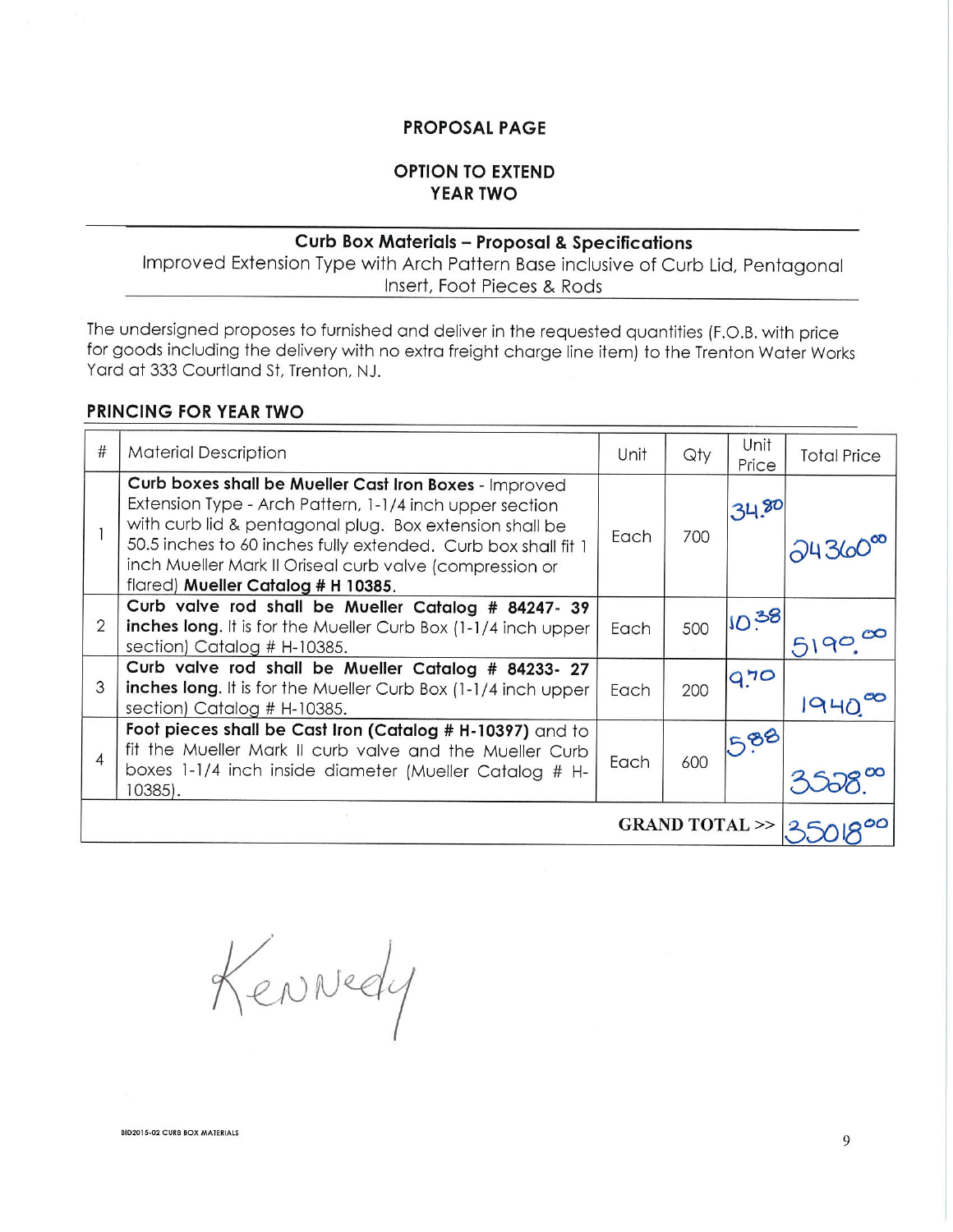## PROPOSAL PAGE

### OPTION TO EXTEND
### YEAR TWO

**Curb Box Materials – Proposal & Specifications**
Improved Extension Type with Arch Pattern Base inclusive of Curb Lid, Pentagonal Insert, Foot Pieces & Rods

The undersigned proposes to furnished and deliver in the requested quantities (F.O.B. with price for goods including the delivery with no extra freight charge line item) to the Trenton Water Works Yard at 333 Courtland St, Trenton, NJ.

### PRINCING FOR YEAR TWO

| # | Material Description | Unit | Qty | Unit Price | Total Price |
|---|---|---|---|---|---|
| 1 | **Curb boxes shall be Mueller Cast Iron Boxes** - Improved Extension Type - Arch Pattern, 1-1/4 inch upper section with curb lid & pentagonal plug. Box extension shall be 50.5 inches to 60 inches fully extended. Curb box shall fit 1 inch Mueller Mark II Oriseal curb valve (compression or flared) **Mueller Catalog # H 10385.** | Each | 700 | 34.80 | 24360.00 |
| 2 | **Curb valve rod shall be Mueller Catalog # 84247- 39 inches long.** It is for the Mueller Curb Box (1-1/4 inch upper section) Catalog # H-10385. | Each | 500 | 10.38 | 5190.00 |
| 3 | **Curb valve rod shall be Mueller Catalog # 84233- 27 inches long.** It is for the Mueller Curb Box (1-1/4 inch upper section) Catalog # H-10385. | Each | 200 | 9.70 | 1940.00 |
| 4 | **Foot pieces shall be Cast Iron (Catalog # H-10397)** and to fit the Mueller Mark II curb valve and the Mueller Curb boxes 1-1/4 inch inside diameter (Mueller Catalog # H-10385). | Each | 600 | 5.88 | 3528.00 |
| | | | | **GRAND TOTAL >>** | 35018.00 |

Kennedy

BID2015-02 CURB BOX MATERIALS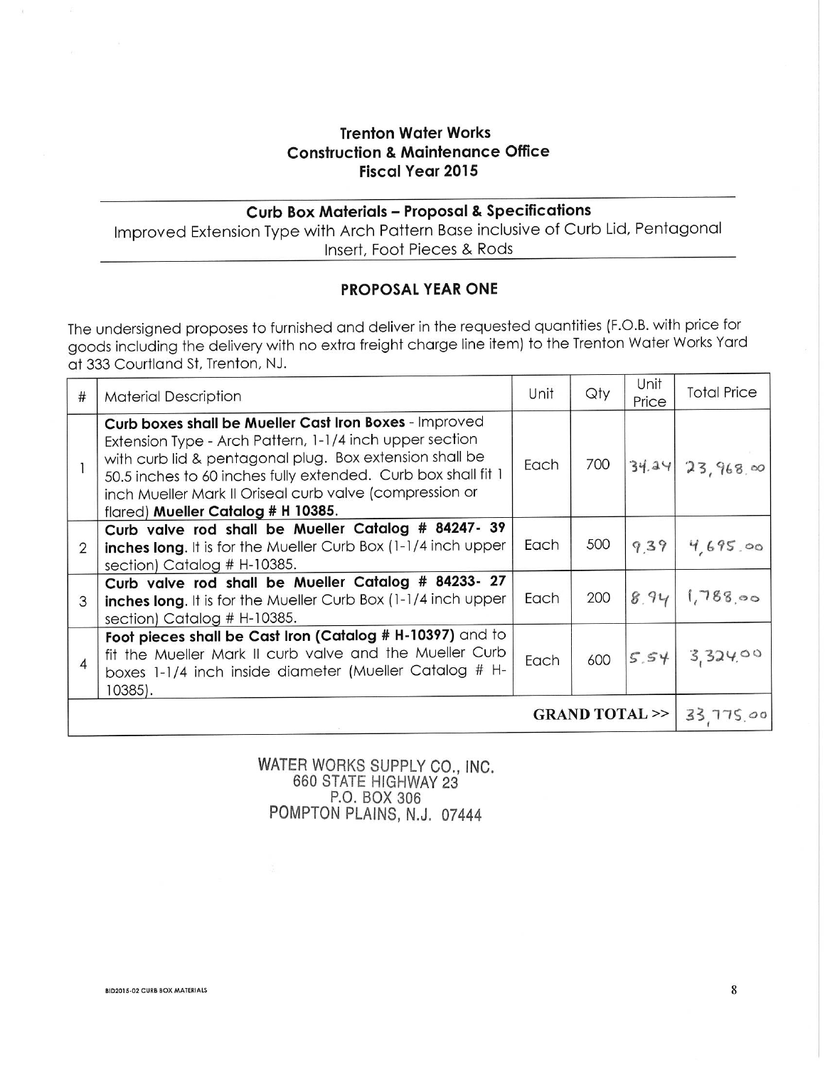### Trenton Water Works
### Construction & Maintenance Office
### Fiscal Year 2015

## Curb Box Materials – Proposal & Specifications

Improved Extension Type with Arch Pattern Base inclusive of Curb Lid, Pentagonal Insert, Foot Pieces & Rods

## PROPOSAL YEAR ONE

The undersigned proposes to furnished and deliver in the requested quantities (F.O.B. with price for goods including the delivery with no extra freight charge line item) to the Trenton Water Works Yard at 333 Courtland St, Trenton, NJ.

| # | Material Description | Unit | Qty | Unit Price | Total Price |
|---|---|---|---|---|---|
| 1 | **Curb boxes shall be Mueller Cast Iron Boxes** - Improved Extension Type - Arch Pattern, 1-1/4 inch upper section with curb lid & pentagonal plug. Box extension shall be 50.5 inches to 60 inches fully extended. Curb box shall fit 1 inch Mueller Mark II Oriseal curb valve (compression or flared) **Mueller Catalog # H 10385.** | Each | 700 | 34.24 | 23,968.00 |
| 2 | **Curb valve rod shall be Mueller Catalog # 84247- 39 inches long.** It is for the Mueller Curb Box (1-1/4 inch upper section) Catalog # H-10385. | Each | 500 | 9.39 | 4,695.00 |
| 3 | **Curb valve rod shall be Mueller Catalog # 84233- 27 inches long.** It is for the Mueller Curb Box (1-1/4 inch upper section) Catalog # H-10385. | Each | 200 | 8.94 | 1,788.00 |
| 4 | **Foot pieces shall be Cast Iron (Catalog # H-10397)** and to fit the Mueller Mark II curb valve and the Mueller Curb boxes 1-1/4 inch inside diameter (Mueller Catalog # H-10385). | Each | 600 | 5.54 | 3,324.00 |
| | | | | **GRAND TOTAL >>** | 33,775.00 |

WATER WORKS SUPPLY CO., INC.
660 STATE HIGHWAY 23
P.O. BOX 306
POMPTON PLAINS, N.J. 07444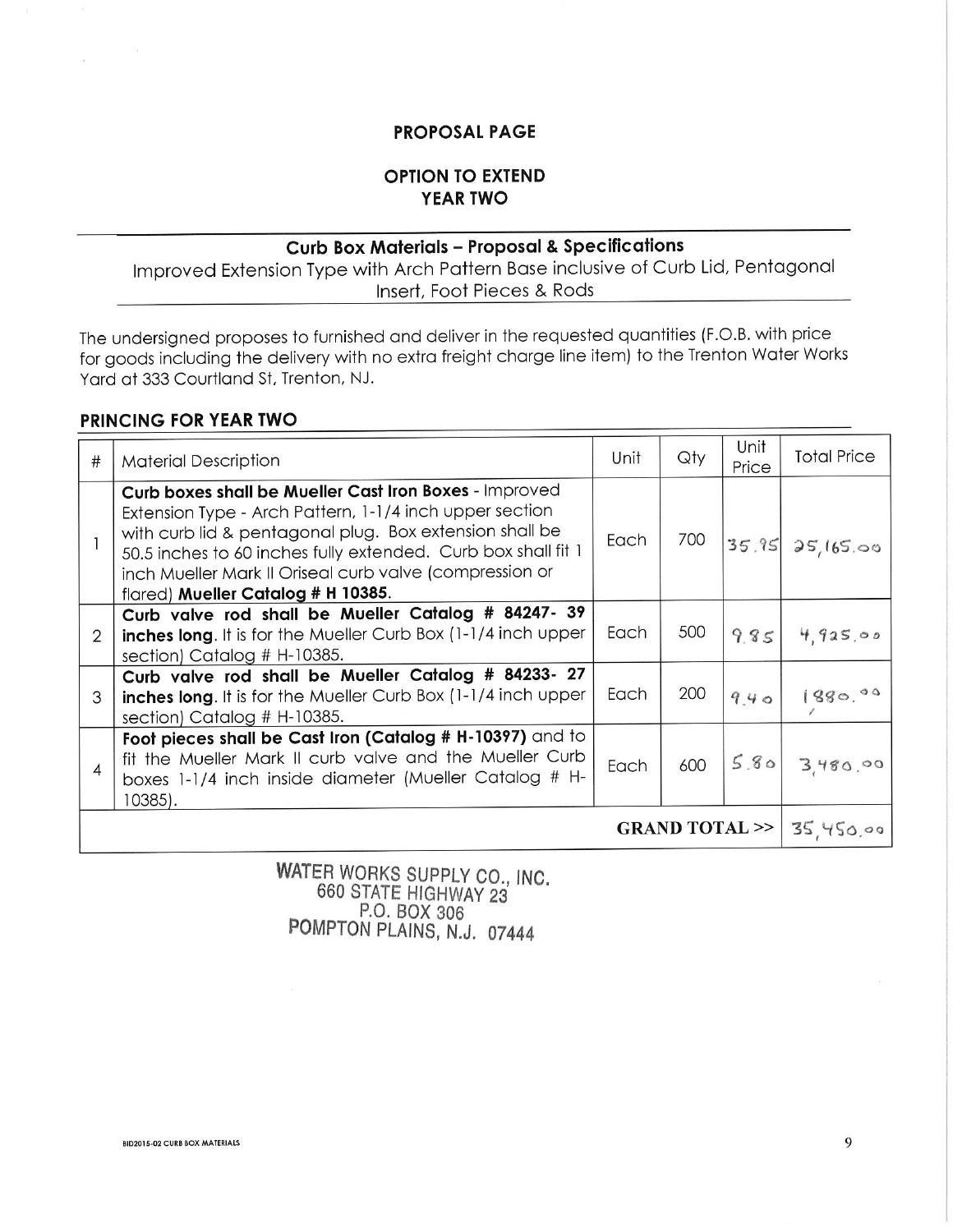## PROPOSAL PAGE

## OPTION TO EXTEND
## YEAR TWO

### Curb Box Materials – Proposal & Specifications

Improved Extension Type with Arch Pattern Base inclusive of Curb Lid, Pentagonal Insert, Foot Pieces & Rods

The undersigned proposes to furnished and deliver in the requested quantities (F.O.B. with price for goods including the delivery with no extra freight charge line item) to the Trenton Water Works Yard at 333 Courtland St, Trenton, NJ.

### PRINCING FOR YEAR TWO

| # | Material Description | Unit | Qty | Unit Price | Total Price |
|---|---|---|---|---|---|
| 1 | **Curb boxes shall be Mueller Cast Iron Boxes** - Improved Extension Type - Arch Pattern, 1-1/4 inch upper section with curb lid & pentagonal plug. Box extension shall be 50.5 inches to 60 inches fully extended. Curb box shall fit 1 inch Mueller Mark II Oriseal curb valve (compression or flared) **Mueller Catalog # H 10385.** | Each | 700 | 35.95 | 25,165.00 |
| 2 | **Curb valve rod shall be Mueller Catalog # 84247- 39 inches long.** It is for the Mueller Curb Box (1-1/4 inch upper section) Catalog # H-10385. | Each | 500 | 9.85 | 4,925.00 |
| 3 | **Curb valve rod shall be Mueller Catalog # 84233- 27 inches long.** It is for the Mueller Curb Box (1-1/4 inch upper section) Catalog # H-10385. | Each | 200 | 9.40 | 1880.00 |
| 4 | **Foot pieces shall be Cast Iron (Catalog # H-10397)** and to fit the Mueller Mark II curb valve and the Mueller Curb boxes 1-1/4 inch inside diameter (Mueller Catalog # H-10385). | Each | 600 | 5.80 | 3,480.00 |
| | | | | **GRAND TOTAL >>** | 35,450.00 |

WATER WORKS SUPPLY CO., INC.
660 STATE HIGHWAY 23
P.O. BOX 306
POMPTON PLAINS, N.J. 07444

BID2015-02 CURB BOX MATERIALS